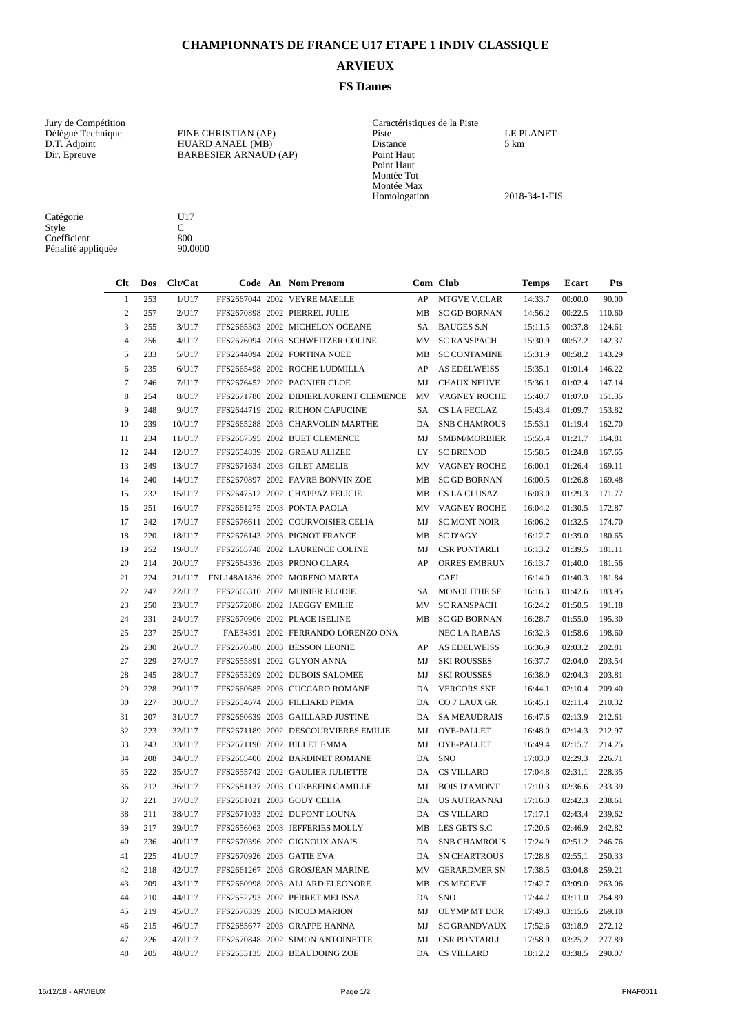# CHAMPIONNATS DE FRANCE U17 ETAPE 1 INDIV CLASSIQUE

## ARVIEUX

### FS Dames

| Jury de Compétition | |
|---|---|
| Délégué Technique | FINE CHRISTIAN (AP) |
| D.T. Adjoint | HUARD ANAEL (MB) |
| Dir. Epreuve | BARBESIER ARNAUD (AP) |

| Caractéristiques de la Piste | |
|---|---|
| Piste | LE PLANET |
| Distance | 5 km |
| Point Haut | |
| Point Haut | |
| Montée Tot | |
| Montée Max | |
| Homologation | 2018-34-1-FIS |

| | |
|---|---|
| Catégorie | U17 |
| Style | C |
| Coefficient | 800 |
| Pénalité appliquée | 90.0000 |

| Clt | Dos | Clt/Cat | Code | An | Nom Prenom | Com | Club | Temps | Ecart | Pts |
|---|---|---|---|---|---|---|---|---|---|---|
| 1 | 253 | 1/U17 | FFS2667044 | 2002 | VEYRE MAELLE | AP | MTGVE V.CLAR | 14:33.7 | 00:00.0 | 90.00 |
| 2 | 257 | 2/U17 | FFS2670898 | 2002 | PIERREL JULIE | MB | SC GD BORNAN | 14:56.2 | 00:22.5 | 110.60 |
| 3 | 255 | 3/U17 | FFS2665303 | 2002 | MICHELON OCEANE | SA | BAUGES S.N | 15:11.5 | 00:37.8 | 124.61 |
| 4 | 256 | 4/U17 | FFS2676094 | 2003 | SCHWEITZER COLINE | MV | SC RANSPACH | 15:30.9 | 00:57.2 | 142.37 |
| 5 | 233 | 5/U17 | FFS2644094 | 2002 | FORTINA NOEE | MB | SC CONTAMINE | 15:31.9 | 00:58.2 | 143.29 |
| 6 | 235 | 6/U17 | FFS2665498 | 2002 | ROCHE LUDMILLA | AP | AS EDELWEISS | 15:35.1 | 01:01.4 | 146.22 |
| 7 | 246 | 7/U17 | FFS2676452 | 2002 | PAGNIER CLOE | MJ | CHAUX NEUVE | 15:36.1 | 01:02.4 | 147.14 |
| 8 | 254 | 8/U17 | FFS2671780 | 2002 | DIDIERLAURENT CLEMENCE | MV | VAGNEY ROCHE | 15:40.7 | 01:07.0 | 151.35 |
| 9 | 248 | 9/U17 | FFS2644719 | 2002 | RICHON CAPUCINE | SA | CS LA FECLAZ | 15:43.4 | 01:09.7 | 153.82 |
| 10 | 239 | 10/U17 | FFS2665288 | 2003 | CHARVOLIN MARTHE | DA | SNB CHAMROUS | 15:53.1 | 01:19.4 | 162.70 |
| 11 | 234 | 11/U17 | FFS2667595 | 2002 | BUET CLEMENCE | MJ | SMBM/MORBIER | 15:55.4 | 01:21.7 | 164.81 |
| 12 | 244 | 12/U17 | FFS2654839 | 2002 | GREAU ALIZEE | LY | SC BRENOD | 15:58.5 | 01:24.8 | 167.65 |
| 13 | 249 | 13/U17 | FFS2671634 | 2003 | GILET AMELIE | MV | VAGNEY ROCHE | 16:00.1 | 01:26.4 | 169.11 |
| 14 | 240 | 14/U17 | FFS2670897 | 2002 | FAVRE BONVIN ZOE | MB | SC GD BORNAN | 16:00.5 | 01:26.8 | 169.48 |
| 15 | 232 | 15/U17 | FFS2647512 | 2002 | CHAPPAZ FELICIE | MB | CS LA CLUSAZ | 16:03.0 | 01:29.3 | 171.77 |
| 16 | 251 | 16/U17 | FFS2661275 | 2003 | PONTA PAOLA | MV | VAGNEY ROCHE | 16:04.2 | 01:30.5 | 172.87 |
| 17 | 242 | 17/U17 | FFS2676611 | 2002 | COURVOISIER CELIA | MJ | SC MONT NOIR | 16:06.2 | 01:32.5 | 174.70 |
| 18 | 220 | 18/U17 | FFS2676143 | 2003 | PIGNOT FRANCE | MB | SC D'AGY | 16:12.7 | 01:39.0 | 180.65 |
| 19 | 252 | 19/U17 | FFS2665748 | 2002 | LAURENCE COLINE | MJ | CSR PONTARLI | 16:13.2 | 01:39.5 | 181.11 |
| 20 | 214 | 20/U17 | FFS2664336 | 2003 | PRONO CLARA | AP | ORRES EMBRUN | 16:13.7 | 01:40.0 | 181.56 |
| 21 | 224 | 21/U17 | FNL148A1836 | 2002 | MORENO MARTA | | CAEI | 16:14.0 | 01:40.3 | 181.84 |
| 22 | 247 | 22/U17 | FFS2665310 | 2002 | MUNIER ELODIE | SA | MONOLITHE SF | 16:16.3 | 01:42.6 | 183.95 |
| 23 | 250 | 23/U17 | FFS2672086 | 2002 | JAEGGY EMILIE | MV | SC RANSPACH | 16:24.2 | 01:50.5 | 191.18 |
| 24 | 231 | 24/U17 | FFS2670906 | 2002 | PLACE ISELINE | MB | SC GD BORNAN | 16:28.7 | 01:55.0 | 195.30 |
| 25 | 237 | 25/U17 | FAE34391 | 2002 | FERRANDO LORENZO ONA | | NEC LA RABAS | 16:32.3 | 01:58.6 | 198.60 |
| 26 | 230 | 26/U17 | FFS2670580 | 2003 | BESSON LEONIE | AP | AS EDELWEISS | 16:36.9 | 02:03.2 | 202.81 |
| 27 | 229 | 27/U17 | FFS2655891 | 2002 | GUYON ANNA | MJ | SKI ROUSSES | 16:37.7 | 02:04.0 | 203.54 |
| 28 | 245 | 28/U17 | FFS2653209 | 2002 | DUBOIS SALOMEE | MJ | SKI ROUSSES | 16:38.0 | 02:04.3 | 203.81 |
| 29 | 228 | 29/U17 | FFS2660685 | 2003 | CUCCARO ROMANE | DA | VERCORS SKF | 16:44.1 | 02:10.4 | 209.40 |
| 30 | 227 | 30/U17 | FFS2654674 | 2003 | FILLIARD PEMA | DA | CO 7 LAUX GR | 16:45.1 | 02:11.4 | 210.32 |
| 31 | 207 | 31/U17 | FFS2660639 | 2003 | GAILLARD JUSTINE | DA | SA MEAUDRAIS | 16:47.6 | 02:13.9 | 212.61 |
| 32 | 223 | 32/U17 | FFS2671189 | 2002 | DESCOURVIERES EMILIE | MJ | OYE-PALLET | 16:48.0 | 02:14.3 | 212.97 |
| 33 | 243 | 33/U17 | FFS2671190 | 2002 | BILLET EMMA | MJ | OYE-PALLET | 16:49.4 | 02:15.7 | 214.25 |
| 34 | 208 | 34/U17 | FFS2665400 | 2002 | BARDINET ROMANE | DA | SNO | 17:03.0 | 02:29.3 | 226.71 |
| 35 | 222 | 35/U17 | FFS2655742 | 2002 | GAULIER JULIETTE | DA | CS VILLARD | 17:04.8 | 02:31.1 | 228.35 |
| 36 | 212 | 36/U17 | FFS2681137 | 2003 | CORBEFIN CAMILLE | MJ | BOIS D'AMONT | 17:10.3 | 02:36.6 | 233.39 |
| 37 | 221 | 37/U17 | FFS2661021 | 2003 | GOUY CELIA | DA | US AUTRANNAI | 17:16.0 | 02:42.3 | 238.61 |
| 38 | 211 | 38/U17 | FFS2671033 | 2002 | DUPONT LOUNA | DA | CS VILLARD | 17:17.1 | 02:43.4 | 239.62 |
| 39 | 217 | 39/U17 | FFS2656063 | 2003 | JEFFERIES MOLLY | MB | LES GETS S.C | 17:20.6 | 02:46.9 | 242.82 |
| 40 | 236 | 40/U17 | FFS2670396 | 2002 | GIGNOUX ANAIS | DA | SNB CHAMROUS | 17:24.9 | 02:51.2 | 246.76 |
| 41 | 225 | 41/U17 | FFS2670926 | 2003 | GATIE EVA | DA | SN CHARTROUS | 17:28.8 | 02:55.1 | 250.33 |
| 42 | 218 | 42/U17 | FFS2661267 | 2003 | GROSJEAN MARINE | MV | GERARDMER SN | 17:38.5 | 03:04.8 | 259.21 |
| 43 | 209 | 43/U17 | FFS2660998 | 2003 | ALLARD ELEONORE | MB | CS MEGEVE | 17:42.7 | 03:09.0 | 263.06 |
| 44 | 210 | 44/U17 | FFS2652793 | 2002 | PERRET MELISSA | DA | SNO | 17:44.7 | 03:11.0 | 264.89 |
| 45 | 219 | 45/U17 | FFS2676339 | 2003 | NICOD MARION | MJ | OLYMP MT DOR | 17:49.3 | 03:15.6 | 269.10 |
| 46 | 215 | 46/U17 | FFS2685677 | 2003 | GRAPPE HANNA | MJ | SC GRANDVAUX | 17:52.6 | 03:18.9 | 272.12 |
| 47 | 226 | 47/U17 | FFS2670848 | 2002 | SIMON ANTOINETTE | MJ | CSR PONTARLI | 17:58.9 | 03:25.2 | 277.89 |
| 48 | 205 | 48/U17 | FFS2653135 | 2003 | BEAUDOING ZOE | DA | CS VILLARD | 18:12.2 | 03:38.5 | 290.07 |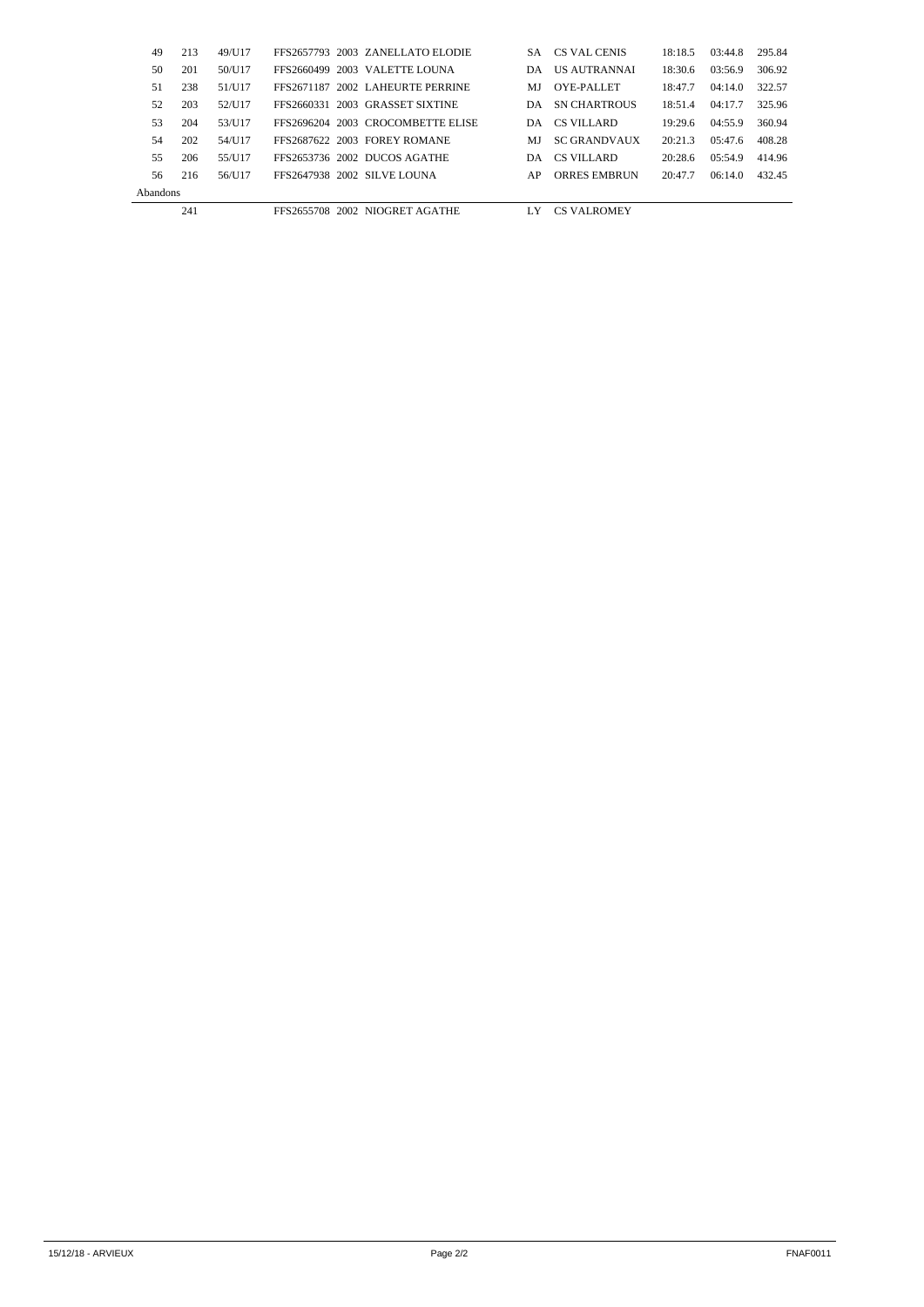| | | | | | | | | | | | |
|---|---|---|---|---|---|---|---|---|---|---|---|
| 49 | 213 | 49/U17 | FFS2657793 | 2003 | ZANELLATO ELODIE | SA | CS VAL CENIS | 18:18.5 | 03:44.8 | 295.84 |
| 50 | 201 | 50/U17 | FFS2660499 | 2003 | VALETTE LOUNA | DA | US AUTRANNAI | 18:30.6 | 03:56.9 | 306.92 |
| 51 | 238 | 51/U17 | FFS2671187 | 2002 | LAHEURTE PERRINE | MJ | OYE-PALLET | 18:47.7 | 04:14.0 | 322.57 |
| 52 | 203 | 52/U17 | FFS2660331 | 2003 | GRASSET SIXTINE | DA | SN CHARTROUS | 18:51.4 | 04:17.7 | 325.96 |
| 53 | 204 | 53/U17 | FFS2696204 | 2003 | CROCOMBETTE ELISE | DA | CS VILLARD | 19:29.6 | 04:55.9 | 360.94 |
| 54 | 202 | 54/U17 | FFS2687622 | 2003 | FOREY ROMANE | MJ | SC GRANDVAUX | 20:21.3 | 05:47.6 | 408.28 |
| 55 | 206 | 55/U17 | FFS2653736 | 2002 | DUCOS AGATHE | DA | CS VILLARD | 20:28.6 | 05:54.9 | 414.96 |
| 56 | 216 | 56/U17 | FFS2647938 | 2002 | SILVE LOUNA | AP | ORRES EMBRUN | 20:47.7 | 06:14.0 | 432.45 |
| Abandons | | | | | | | | | | |
| | 241 | | FFS2655708 | 2002 | NIOGRET AGATHE | LY | CS VALROMEY | | | |

15/12/18 - ARVIEUX

FNAF0011